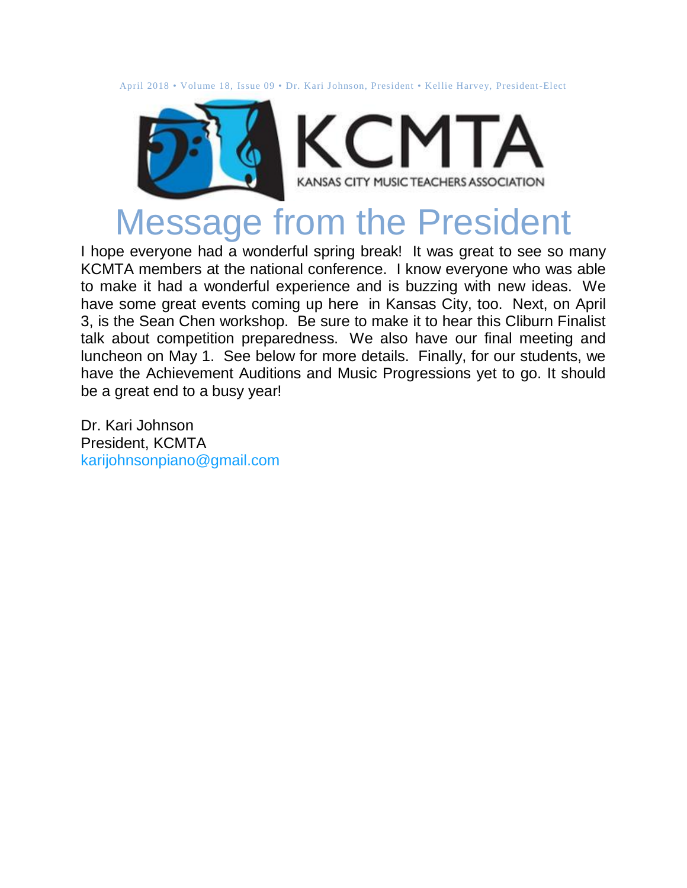April 2018 • Volume 18, Issue 09 • Dr. Kari Johnson, President • Kellie Harvey, President-Elect

KCMTA

KANSAS CITY MUSIC TEACHERS ASSOCIATION

# Message from the President

I hope everyone had a wonderful spring break! It was great to see so many KCMTA members at the national conference. I know everyone who was able to make it had a wonderful experience and is buzzing with new ideas. We have some great events coming up here in Kansas City, too. Next, on April 3, is the Sean Chen workshop. Be sure to make it to hear this Cliburn Finalist talk about competition preparedness. We also have our final meeting and luncheon on May 1. See below for more details. Finally, for our students, we have the Achievement Auditions and Music Progressions yet to go. It should be a great end to a busy year!

Dr. Kari Johnson  
President, KCMTA  
karijohnsonpiano@gmail.com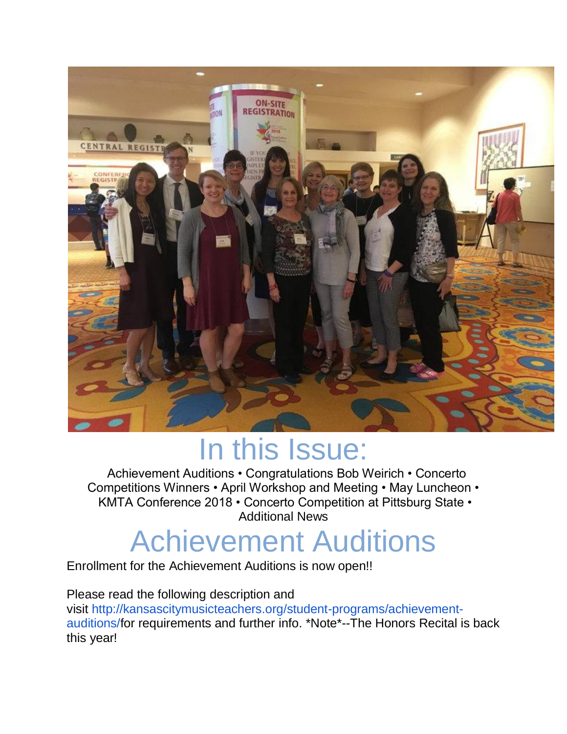# In this Issue:

Achievement Auditions • Congratulations Bob Weirich • Concerto Competitions Winners • April Workshop and Meeting • May Luncheon • KMTA Conference 2018 • Concerto Competition at Pittsburg State • Additional News

# Achievement Auditions

Enrollment for the Achievement Auditions is now open!!

Please read the following description and visit http://kansascitymusicteachers.org/student-programs/achievement-auditions/for requirements and further info. *Note*--The Honors Recital is back this year!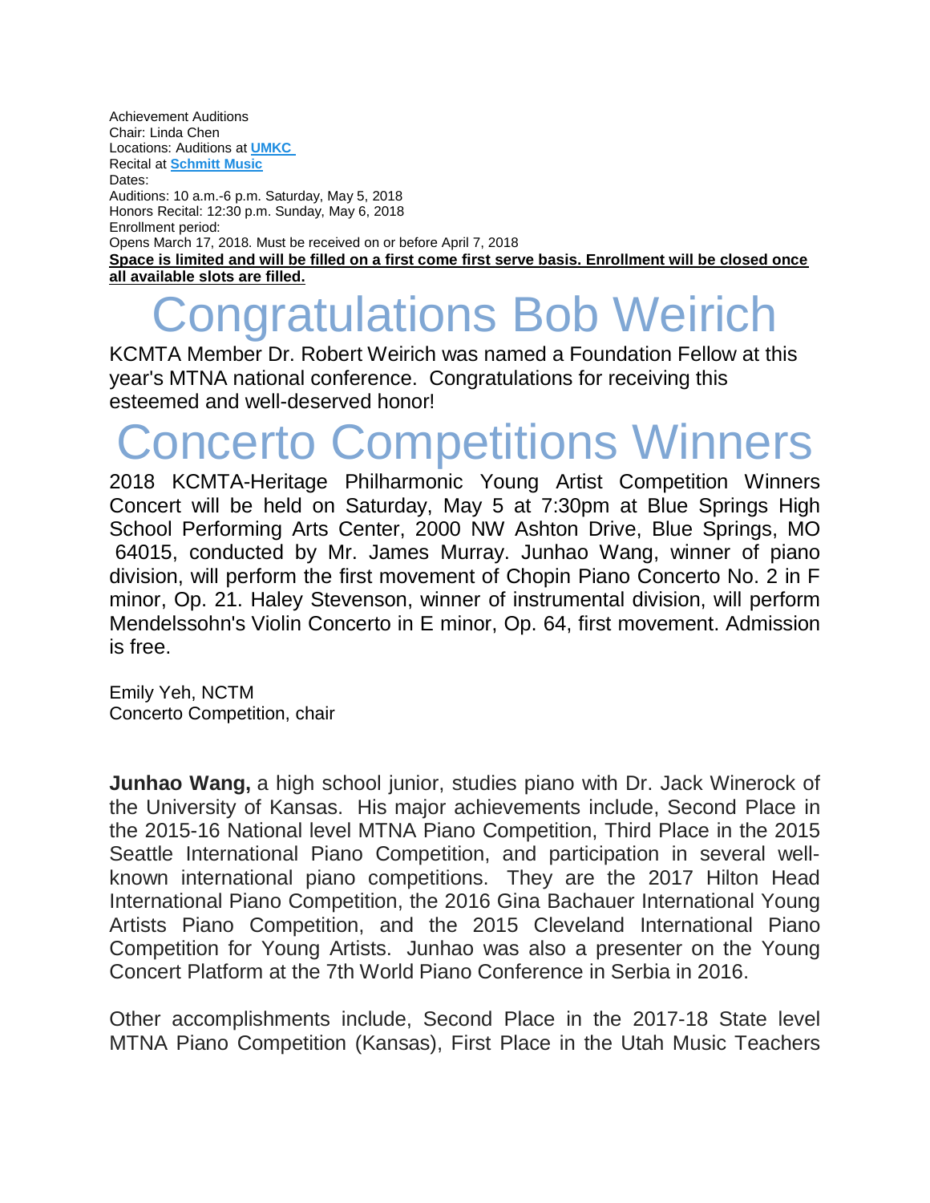Achievement Auditions
Chair: Linda Chen
Locations: Auditions at **UMKC**
Recital at **Schmitt Music**
Dates:
Auditions: 10 a.m.-6 p.m. Saturday, May 5, 2018
Honors Recital: 12:30 p.m. Sunday, May 6, 2018
Enrollment period:
Opens March 17, 2018. Must be received on or before April 7, 2018
**Space is limited and will be filled on a first come first serve basis. Enrollment will be closed once all available slots are filled.**

# Congratulations Bob Weirich

KCMTA Member Dr. Robert Weirich was named a Foundation Fellow at this year's MTNA national conference. Congratulations for receiving this esteemed and well-deserved honor!

# Concerto Competitions Winners

2018 KCMTA-Heritage Philharmonic Young Artist Competition Winners Concert will be held on Saturday, May 5 at 7:30pm at Blue Springs High School Performing Arts Center, 2000 NW Ashton Drive, Blue Springs, MO 64015, conducted by Mr. James Murray. Junhao Wang, winner of piano division, will perform the first movement of Chopin Piano Concerto No. 2 in F minor, Op. 21. Haley Stevenson, winner of instrumental division, will perform Mendelssohn's Violin Concerto in E minor, Op. 64, first movement. Admission is free.

Emily Yeh, NCTM
Concerto Competition, chair

**Junhao Wang,** a high school junior, studies piano with Dr. Jack Winerock of the University of Kansas. His major achievements include, Second Place in the 2015-16 National level MTNA Piano Competition, Third Place in the 2015 Seattle International Piano Competition, and participation in several well-known international piano competitions. They are the 2017 Hilton Head International Piano Competition, the 2016 Gina Bachauer International Young Artists Piano Competition, and the 2015 Cleveland International Piano Competition for Young Artists. Junhao was also a presenter on the Young Concert Platform at the 7th World Piano Conference in Serbia in 2016.

Other accomplishments include, Second Place in the 2017-18 State level MTNA Piano Competition (Kansas), First Place in the Utah Music Teachers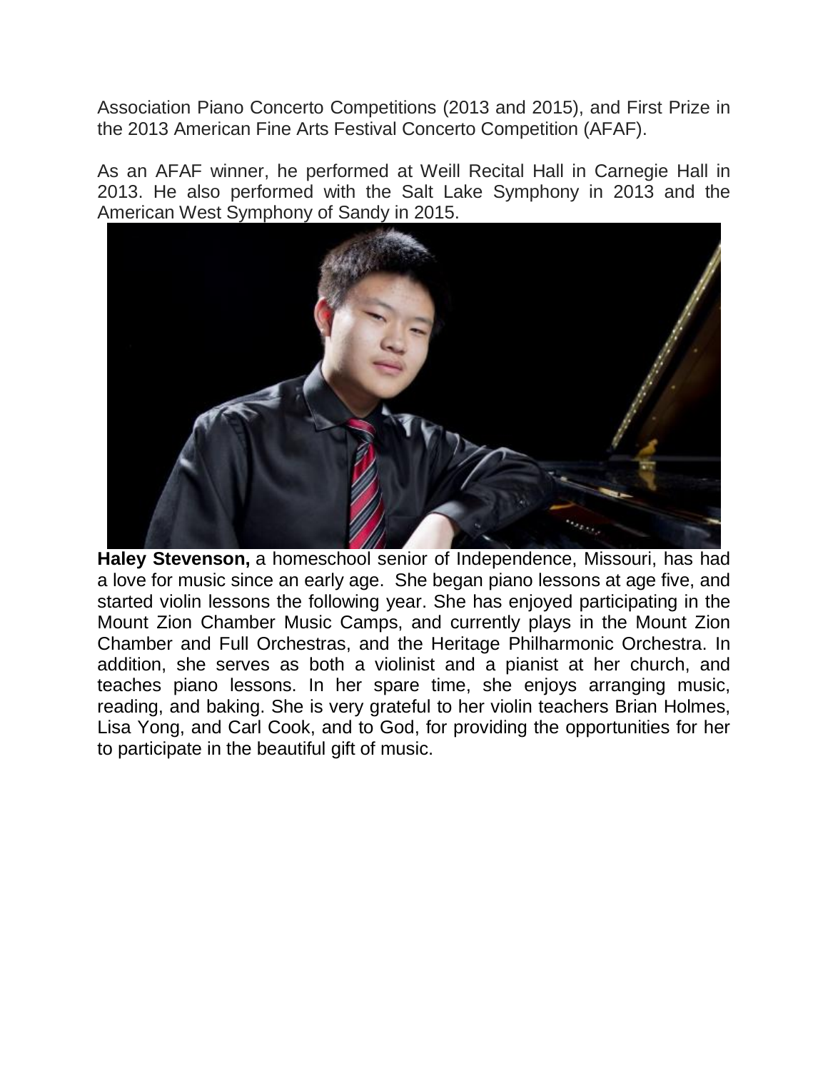Association Piano Concerto Competitions (2013 and 2015), and First Prize in the 2013 American Fine Arts Festival Concerto Competition (AFAF).

As an AFAF winner, he performed at Weill Recital Hall in Carnegie Hall in 2013. He also performed with the Salt Lake Symphony in 2013 and the American West Symphony of Sandy in 2015.

**Haley Stevenson,** a homeschool senior of Independence, Missouri, has had a love for music since an early age. She began piano lessons at age five, and started violin lessons the following year. She has enjoyed participating in the Mount Zion Chamber Music Camps, and currently plays in the Mount Zion Chamber and Full Orchestras, and the Heritage Philharmonic Orchestra. In addition, she serves as both a violinist and a pianist at her church, and teaches piano lessons. In her spare time, she enjoys arranging music, reading, and baking. She is very grateful to her violin teachers Brian Holmes, Lisa Yong, and Carl Cook, and to God, for providing the opportunities for her to participate in the beautiful gift of music.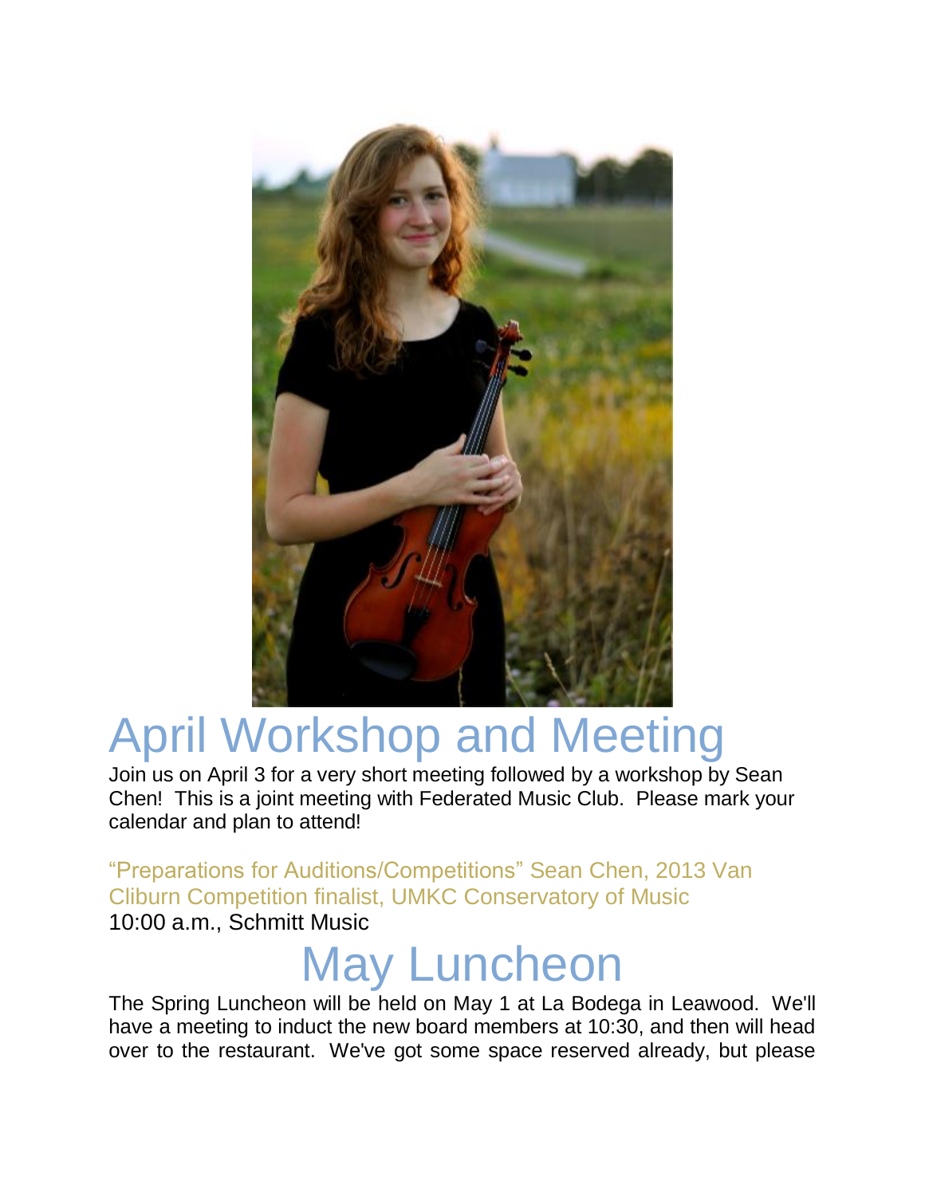# April Workshop and Meeting

Join us on April 3 for a very short meeting followed by a workshop by Sean Chen! This is a joint meeting with Federated Music Club. Please mark your calendar and plan to attend!

"Preparations for Auditions/Competitions" Sean Chen, 2013 Van Cliburn Competition finalist, UMKC Conservatory of Music
10:00 a.m., Schmitt Music

# May Luncheon

The Spring Luncheon will be held on May 1 at La Bodega in Leawood. We'll have a meeting to induct the new board members at 10:30, and then will head over to the restaurant. We've got some space reserved already, but please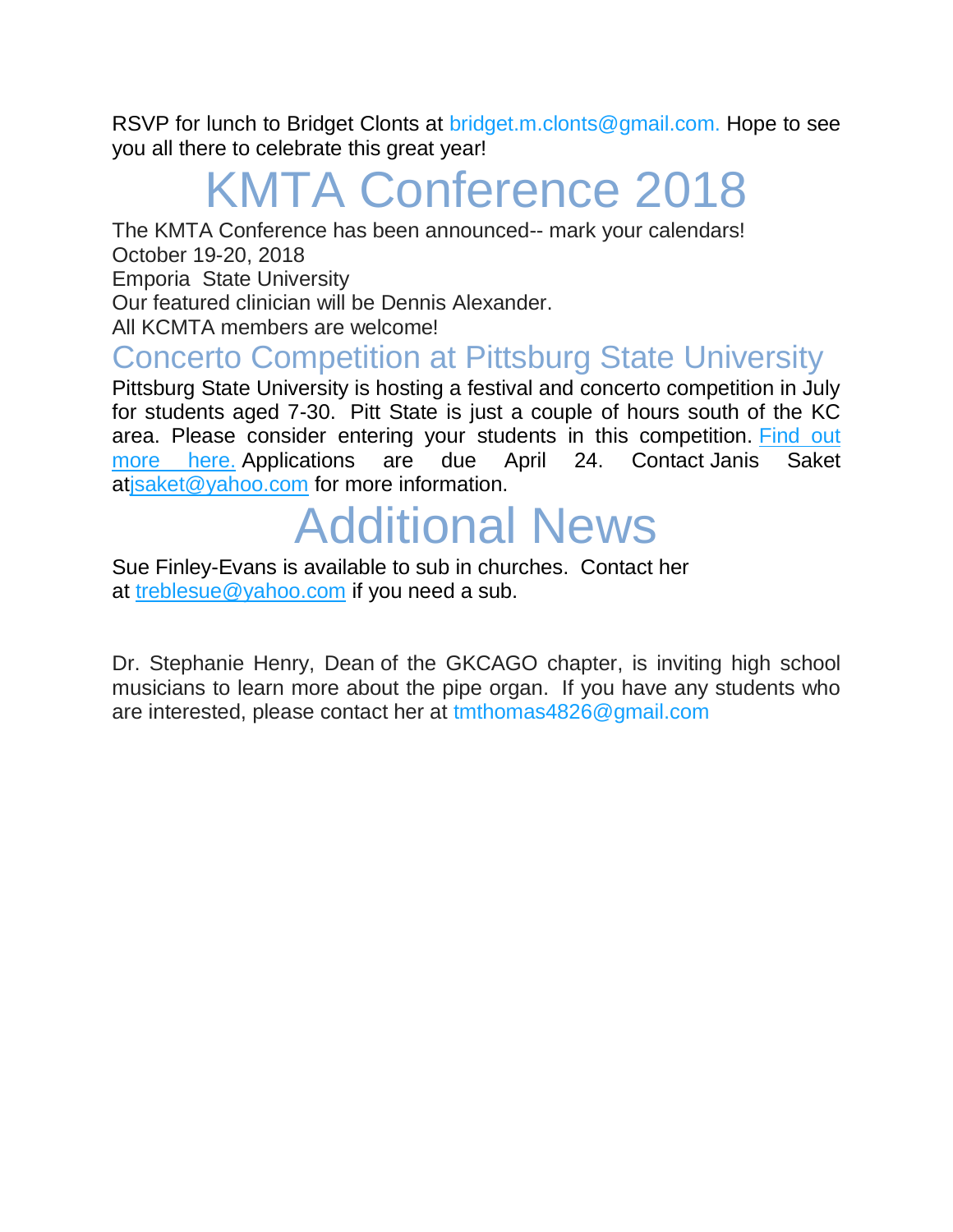RSVP for lunch to Bridget Clonts at bridget.m.clonts@gmail.com. Hope to see you all there to celebrate this great year!

# KMTA Conference 2018

The KMTA Conference has been announced-- mark your calendars!
October 19-20, 2018
Emporia State University
Our featured clinician will be Dennis Alexander.
All KCMTA members are welcome!

## Concerto Competition at Pittsburg State University

Pittsburg State University is hosting a festival and concerto competition in July for students aged 7-30. Pitt State is just a couple of hours south of the KC area. Please consider entering your students in this competition. Find out more here. Applications are due April 24. Contact Janis Saket atjsaket@yahoo.com for more information.

# Additional News

Sue Finley-Evans is available to sub in churches. Contact her at treblesue@yahoo.com if you need a sub.

Dr. Stephanie Henry, Dean of the GKCAGO chapter, is inviting high school musicians to learn more about the pipe organ. If you have any students who are interested, please contact her at tmthomas4826@gmail.com